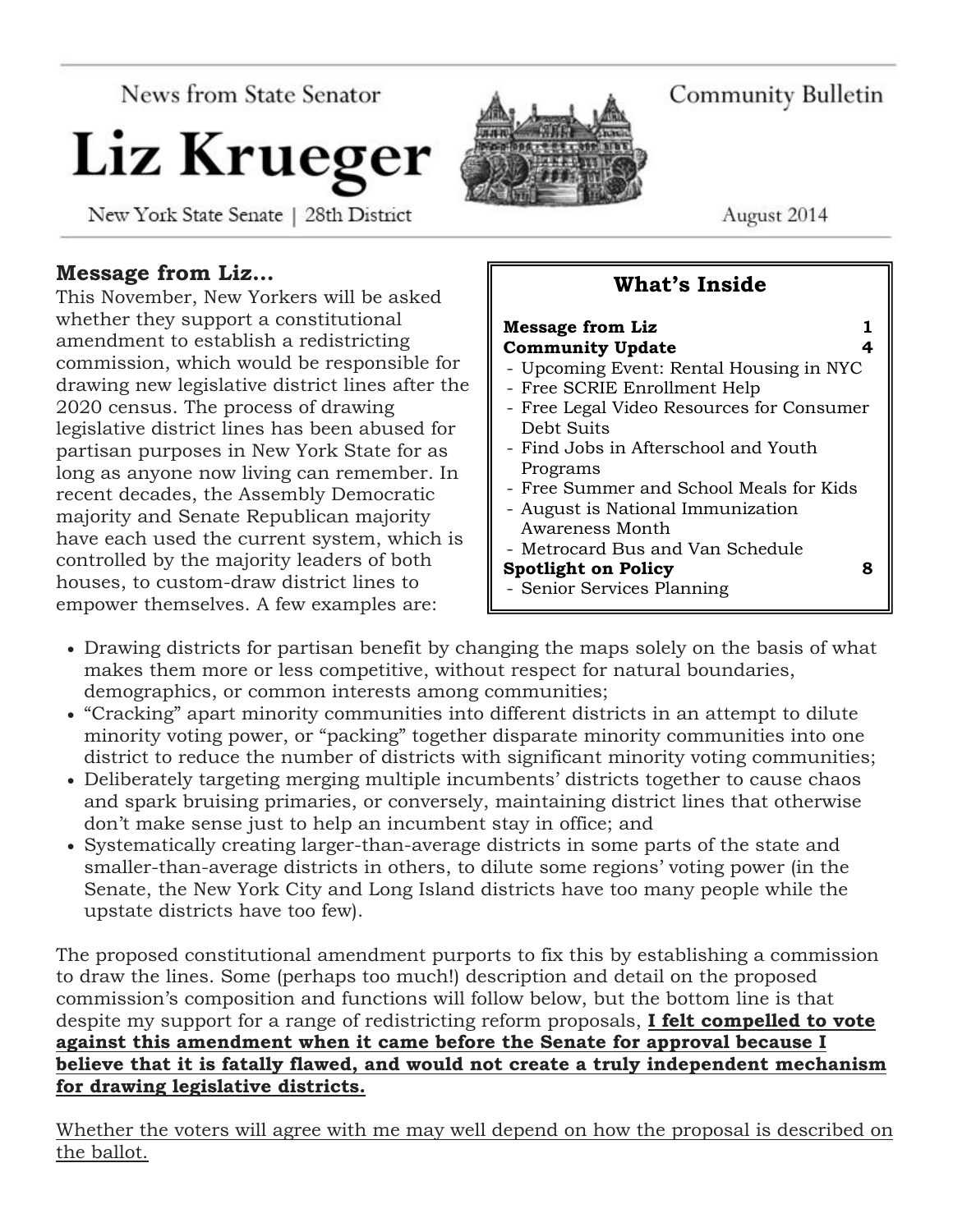News from State Senator

# Liz Krueger

New York State Senate | 28th District

Community Bulletin

August 2014

## What's Inside

| | |
|---|---|
| **Message from Liz** | **1** |
| **Community Update** | **4** |
| - Upcoming Event: Rental Housing in NYC | |
| - Free SCRIE Enrollment Help | |
| - Free Legal Video Resources for Consumer Debt Suits | |
| - Find Jobs in Afterschool and Youth Programs | |
| - Free Summer and School Meals for Kids | |
| - August is National Immunization Awareness Month | |
| - Metrocard Bus and Van Schedule | |
| **Spotlight on Policy** | **8** |
| - Senior Services Planning | |

## Message from Liz…

This November, New Yorkers will be asked whether they support a constitutional amendment to establish a redistricting commission, which would be responsible for drawing new legislative district lines after the 2020 census. The process of drawing legislative district lines has been abused for partisan purposes in New York State for as long as anyone now living can remember. In recent decades, the Assembly Democratic majority and Senate Republican majority have each used the current system, which is controlled by the majority leaders of both houses, to custom-draw district lines to empower themselves. A few examples are:

- Drawing districts for partisan benefit by changing the maps solely on the basis of what makes them more or less competitive, without respect for natural boundaries, demographics, or common interests among communities;
- "Cracking" apart minority communities into different districts in an attempt to dilute minority voting power, or "packing" together disparate minority communities into one district to reduce the number of districts with significant minority voting communities;
- Deliberately targeting merging multiple incumbents' districts together to cause chaos and spark bruising primaries, or conversely, maintaining district lines that otherwise don't make sense just to help an incumbent stay in office; and
- Systematically creating larger-than-average districts in some parts of the state and smaller-than-average districts in others, to dilute some regions' voting power (in the Senate, the New York City and Long Island districts have too many people while the upstate districts have too few).

The proposed constitutional amendment purports to fix this by establishing a commission to draw the lines. Some (perhaps too much!) description and detail on the proposed commission's composition and functions will follow below, but the bottom line is that despite my support for a range of redistricting reform proposals, <u>**I felt compelled to vote against this amendment when it came before the Senate for approval because I believe that it is fatally flawed, and would not create a truly independent mechanism for drawing legislative districts.**</u>

<u>Whether the voters will agree with me may well depend on how the proposal is described on the ballot.</u>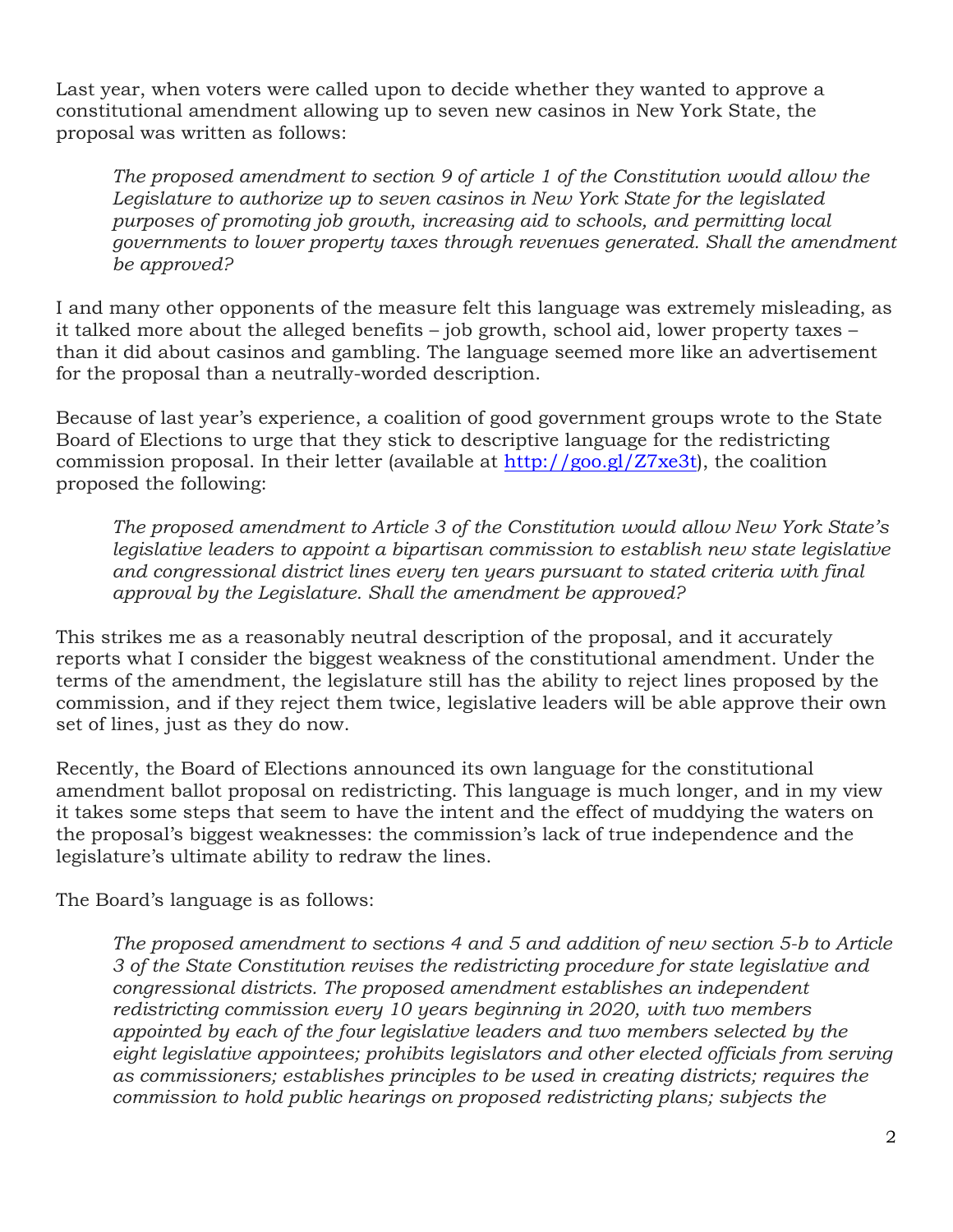Last year, when voters were called upon to decide whether they wanted to approve a constitutional amendment allowing up to seven new casinos in New York State, the proposal was written as follows:

> *The proposed amendment to section 9 of article 1 of the Constitution would allow the Legislature to authorize up to seven casinos in New York State for the legislated purposes of promoting job growth, increasing aid to schools, and permitting local governments to lower property taxes through revenues generated. Shall the amendment be approved?*

I and many other opponents of the measure felt this language was extremely misleading, as it talked more about the alleged benefits – job growth, school aid, lower property taxes – than it did about casinos and gambling. The language seemed more like an advertisement for the proposal than a neutrally-worded description.

Because of last year's experience, a coalition of good government groups wrote to the State Board of Elections to urge that they stick to descriptive language for the redistricting commission proposal. In their letter (available at [http://goo.gl/Z7xe3t](http://goo.gl/Z7xe3t)), the coalition proposed the following:

> *The proposed amendment to Article 3 of the Constitution would allow New York State's legislative leaders to appoint a bipartisan commission to establish new state legislative and congressional district lines every ten years pursuant to stated criteria with final approval by the Legislature. Shall the amendment be approved?*

This strikes me as a reasonably neutral description of the proposal, and it accurately reports what I consider the biggest weakness of the constitutional amendment. Under the terms of the amendment, the legislature still has the ability to reject lines proposed by the commission, and if they reject them twice, legislative leaders will be able approve their own set of lines, just as they do now.

Recently, the Board of Elections announced its own language for the constitutional amendment ballot proposal on redistricting. This language is much longer, and in my view it takes some steps that seem to have the intent and the effect of muddying the waters on the proposal's biggest weaknesses: the commission's lack of true independence and the legislature's ultimate ability to redraw the lines.

The Board's language is as follows:

> *The proposed amendment to sections 4 and 5 and addition of new section 5-b to Article 3 of the State Constitution revises the redistricting procedure for state legislative and congressional districts. The proposed amendment establishes an independent redistricting commission every 10 years beginning in 2020, with two members appointed by each of the four legislative leaders and two members selected by the eight legislative appointees; prohibits legislators and other elected officials from serving as commissioners; establishes principles to be used in creating districts; requires the commission to hold public hearings on proposed redistricting plans; subjects the*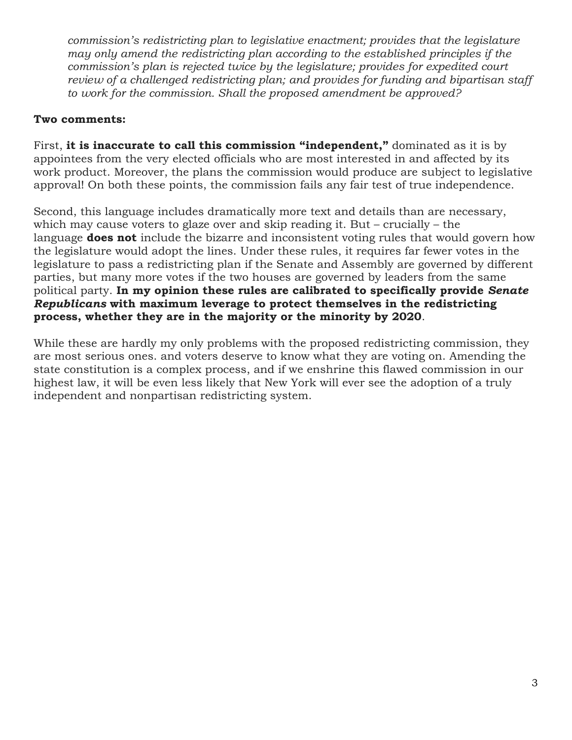*commission's redistricting plan to legislative enactment; provides that the legislature may only amend the redistricting plan according to the established principles if the commission's plan is rejected twice by the legislature; provides for expedited court review of a challenged redistricting plan; and provides for funding and bipartisan staff to work for the commission. Shall the proposed amendment be approved?*

**Two comments:**

First, **it is inaccurate to call this commission "independent,"** dominated as it is by appointees from the very elected officials who are most interested in and affected by its work product. Moreover, the plans the commission would produce are subject to legislative approval! On both these points, the commission fails any fair test of true independence.

Second, this language includes dramatically more text and details than are necessary, which may cause voters to glaze over and skip reading it. But – crucially – the language **does not** include the bizarre and inconsistent voting rules that would govern how the legislature would adopt the lines. Under these rules, it requires far fewer votes in the legislature to pass a redistricting plan if the Senate and Assembly are governed by different parties, but many more votes if the two houses are governed by leaders from the same political party. **In my opinion these rules are calibrated to specifically provide *Senate Republicans* with maximum leverage to protect themselves in the redistricting process, whether they are in the majority or the minority by 2020**.

While these are hardly my only problems with the proposed redistricting commission, they are most serious ones. and voters deserve to know what they are voting on. Amending the state constitution is a complex process, and if we enshrine this flawed commission in our highest law, it will be even less likely that New York will ever see the adoption of a truly independent and nonpartisan redistricting system.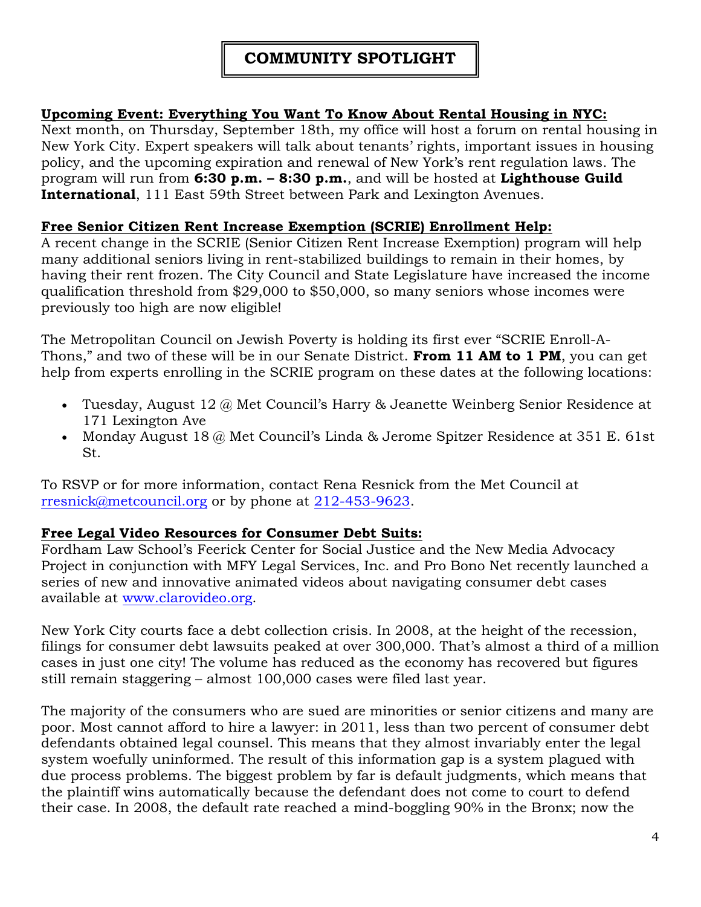# COMMUNITY SPOTLIGHT

**Upcoming Event: Everything You Want To Know About Rental Housing in NYC:**
Next month, on Thursday, September 18th, my office will host a forum on rental housing in New York City. Expert speakers will talk about tenants' rights, important issues in housing policy, and the upcoming expiration and renewal of New York's rent regulation laws. The program will run from **6:30 p.m. – 8:30 p.m.**, and will be hosted at **Lighthouse Guild International**, 111 East 59th Street between Park and Lexington Avenues.

**Free Senior Citizen Rent Increase Exemption (SCRIE) Enrollment Help:**
A recent change in the SCRIE (Senior Citizen Rent Increase Exemption) program will help many additional seniors living in rent-stabilized buildings to remain in their homes, by having their rent frozen. The City Council and State Legislature have increased the income qualification threshold from $29,000 to $50,000, so many seniors whose incomes were previously too high are now eligible!

The Metropolitan Council on Jewish Poverty is holding its first ever "SCRIE Enroll-A-Thons," and two of these will be in our Senate District. **From 11 AM to 1 PM**, you can get help from experts enrolling in the SCRIE program on these dates at the following locations:

- Tuesday, August 12 @ Met Council's Harry & Jeanette Weinberg Senior Residence at 171 Lexington Ave
- Monday August 18 @ Met Council's Linda & Jerome Spitzer Residence at 351 E. 61st St.

To RSVP or for more information, contact Rena Resnick from the Met Council at rresnick@metcouncil.org or by phone at 212-453-9623.

**Free Legal Video Resources for Consumer Debt Suits:**
Fordham Law School's Feerick Center for Social Justice and the New Media Advocacy Project in conjunction with MFY Legal Services, Inc. and Pro Bono Net recently launched a series of new and innovative animated videos about navigating consumer debt cases available at www.clarovideo.org.

New York City courts face a debt collection crisis. In 2008, at the height of the recession, filings for consumer debt lawsuits peaked at over 300,000. That's almost a third of a million cases in just one city! The volume has reduced as the economy has recovered but figures still remain staggering – almost 100,000 cases were filed last year.

The majority of the consumers who are sued are minorities or senior citizens and many are poor. Most cannot afford to hire a lawyer: in 2011, less than two percent of consumer debt defendants obtained legal counsel. This means that they almost invariably enter the legal system woefully uninformed. The result of this information gap is a system plagued with due process problems. The biggest problem by far is default judgments, which means that the plaintiff wins automatically because the defendant does not come to court to defend their case. In 2008, the default rate reached a mind-boggling 90% in the Bronx; now the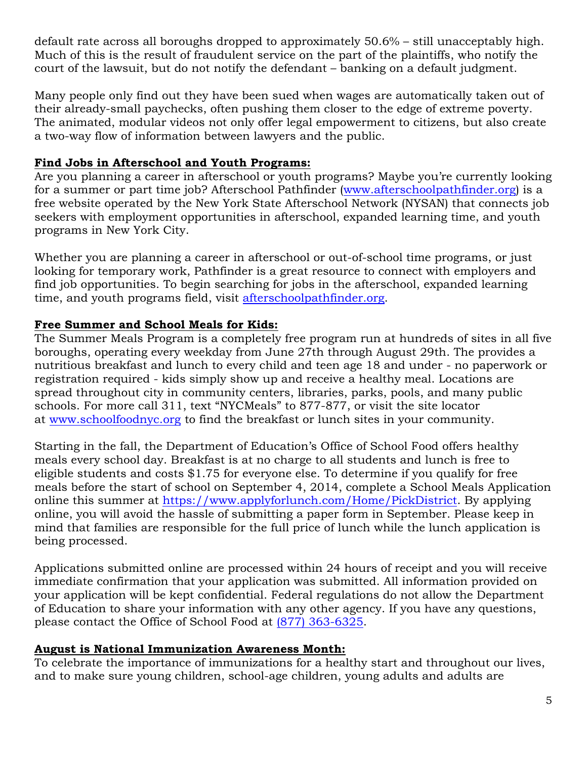default rate across all boroughs dropped to approximately 50.6% – still unacceptably high. Much of this is the result of fraudulent service on the part of the plaintiffs, who notify the court of the lawsuit, but do not notify the defendant – banking on a default judgment.

Many people only find out they have been sued when wages are automatically taken out of their already-small paychecks, often pushing them closer to the edge of extreme poverty. The animated, modular videos not only offer legal empowerment to citizens, but also create a two-way flow of information between lawyers and the public.

**Find Jobs in Afterschool and Youth Programs:**

Are you planning a career in afterschool or youth programs? Maybe you're currently looking for a summer or part time job? Afterschool Pathfinder (www.afterschoolpathfinder.org) is a free website operated by the New York State Afterschool Network (NYSAN) that connects job seekers with employment opportunities in afterschool, expanded learning time, and youth programs in New York City.

Whether you are planning a career in afterschool or out-of-school time programs, or just looking for temporary work, Pathfinder is a great resource to connect with employers and find job opportunities. To begin searching for jobs in the afterschool, expanded learning time, and youth programs field, visit afterschoolpathfinder.org.

**Free Summer and School Meals for Kids:**

The Summer Meals Program is a completely free program run at hundreds of sites in all five boroughs, operating every weekday from June 27th through August 29th. The provides a nutritious breakfast and lunch to every child and teen age 18 and under - no paperwork or registration required - kids simply show up and receive a healthy meal. Locations are spread throughout city in community centers, libraries, parks, pools, and many public schools. For more call 311, text "NYCMeals" to 877-877, or visit the site locator at www.schoolfoodnyc.org to find the breakfast or lunch sites in your community.

Starting in the fall, the Department of Education's Office of School Food offers healthy meals every school day. Breakfast is at no charge to all students and lunch is free to eligible students and costs $1.75 for everyone else. To determine if you qualify for free meals before the start of school on September 4, 2014, complete a School Meals Application online this summer at https://www.applyforlunch.com/Home/PickDistrict. By applying online, you will avoid the hassle of submitting a paper form in September. Please keep in mind that families are responsible for the full price of lunch while the lunch application is being processed.

Applications submitted online are processed within 24 hours of receipt and you will receive immediate confirmation that your application was submitted. All information provided on your application will be kept confidential. Federal regulations do not allow the Department of Education to share your information with any other agency. If you have any questions, please contact the Office of School Food at (877) 363-6325.

**August is National Immunization Awareness Month:**

To celebrate the importance of immunizations for a healthy start and throughout our lives, and to make sure young children, school-age children, young adults and adults are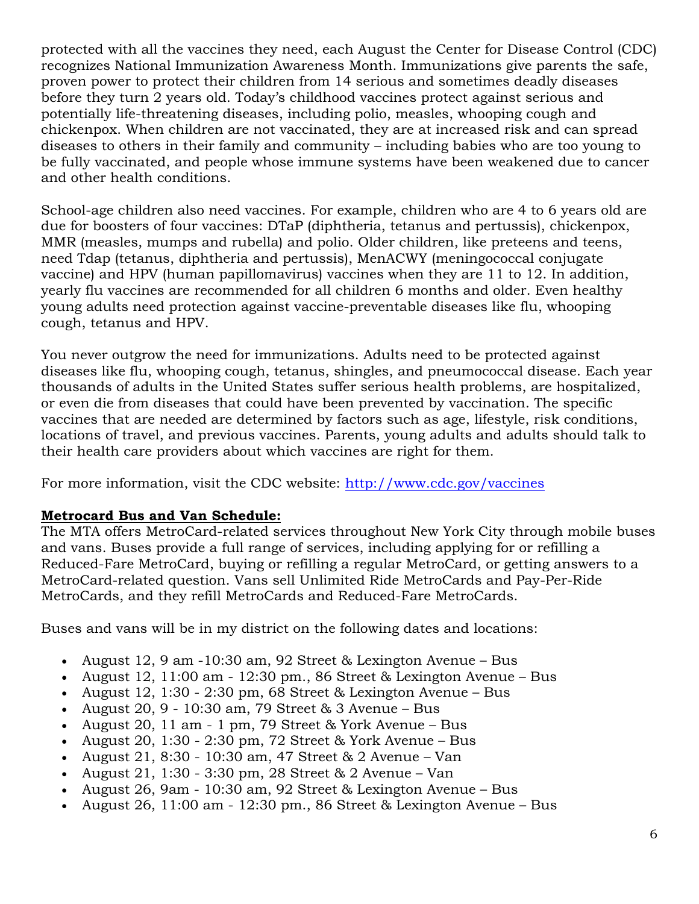protected with all the vaccines they need, each August the Center for Disease Control (CDC) recognizes National Immunization Awareness Month. Immunizations give parents the safe, proven power to protect their children from 14 serious and sometimes deadly diseases before they turn 2 years old. Today's childhood vaccines protect against serious and potentially life-threatening diseases, including polio, measles, whooping cough and chickenpox. When children are not vaccinated, they are at increased risk and can spread diseases to others in their family and community – including babies who are too young to be fully vaccinated, and people whose immune systems have been weakened due to cancer and other health conditions.

School-age children also need vaccines. For example, children who are 4 to 6 years old are due for boosters of four vaccines: DTaP (diphtheria, tetanus and pertussis), chickenpox, MMR (measles, mumps and rubella) and polio. Older children, like preteens and teens, need Tdap (tetanus, diphtheria and pertussis), MenACWY (meningococcal conjugate vaccine) and HPV (human papillomavirus) vaccines when they are 11 to 12. In addition, yearly flu vaccines are recommended for all children 6 months and older. Even healthy young adults need protection against vaccine-preventable diseases like flu, whooping cough, tetanus and HPV.

You never outgrow the need for immunizations. Adults need to be protected against diseases like flu, whooping cough, tetanus, shingles, and pneumococcal disease. Each year thousands of adults in the United States suffer serious health problems, are hospitalized, or even die from diseases that could have been prevented by vaccination. The specific vaccines that are needed are determined by factors such as age, lifestyle, risk conditions, locations of travel, and previous vaccines. Parents, young adults and adults should talk to their health care providers about which vaccines are right for them.

For more information, visit the CDC website: http://www.cdc.gov/vaccines

**Metrocard Bus and Van Schedule:**

The MTA offers MetroCard-related services throughout New York City through mobile buses and vans. Buses provide a full range of services, including applying for or refilling a Reduced-Fare MetroCard, buying or refilling a regular MetroCard, or getting answers to a MetroCard-related question. Vans sell Unlimited Ride MetroCards and Pay-Per-Ride MetroCards, and they refill MetroCards and Reduced-Fare MetroCards.

Buses and vans will be in my district on the following dates and locations:

- August 12, 9 am -10:30 am, 92 Street & Lexington Avenue – Bus
- August 12, 11:00 am - 12:30 pm., 86 Street & Lexington Avenue – Bus
- August 12, 1:30 - 2:30 pm, 68 Street & Lexington Avenue – Bus
- August 20, 9 - 10:30 am, 79 Street & 3 Avenue – Bus
- August 20, 11 am - 1 pm, 79 Street & York Avenue – Bus
- August 20, 1:30 - 2:30 pm, 72 Street & York Avenue – Bus
- August 21, 8:30 - 10:30 am, 47 Street & 2 Avenue – Van
- August 21, 1:30 - 3:30 pm, 28 Street & 2 Avenue – Van
- August 26, 9am - 10:30 am, 92 Street & Lexington Avenue – Bus
- August 26, 11:00 am - 12:30 pm., 86 Street & Lexington Avenue – Bus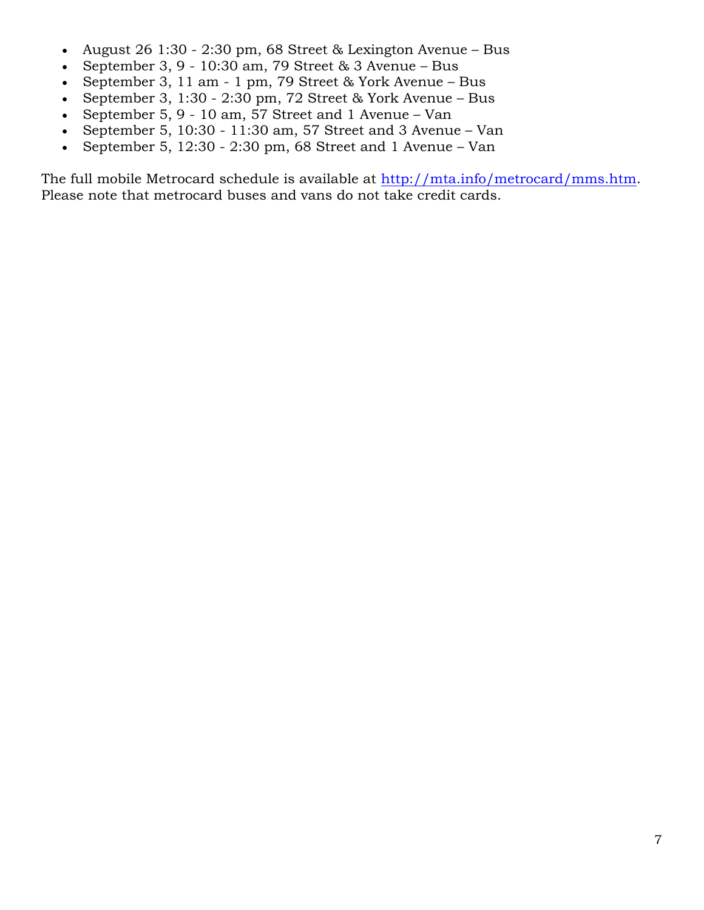- August 26 1:30 - 2:30 pm, 68 Street & Lexington Avenue – Bus
- September 3, 9 - 10:30 am, 79 Street & 3 Avenue – Bus
- September 3, 11 am - 1 pm, 79 Street & York Avenue – Bus
- September 3, 1:30 - 2:30 pm, 72 Street & York Avenue – Bus
- September 5, 9 - 10 am, 57 Street and 1 Avenue – Van
- September 5, 10:30 - 11:30 am, 57 Street and 3 Avenue – Van
- September 5, 12:30 - 2:30 pm, 68 Street and 1 Avenue – Van

The full mobile Metrocard schedule is available at http://mta.info/metrocard/mms.htm. Please note that metrocard buses and vans do not take credit cards.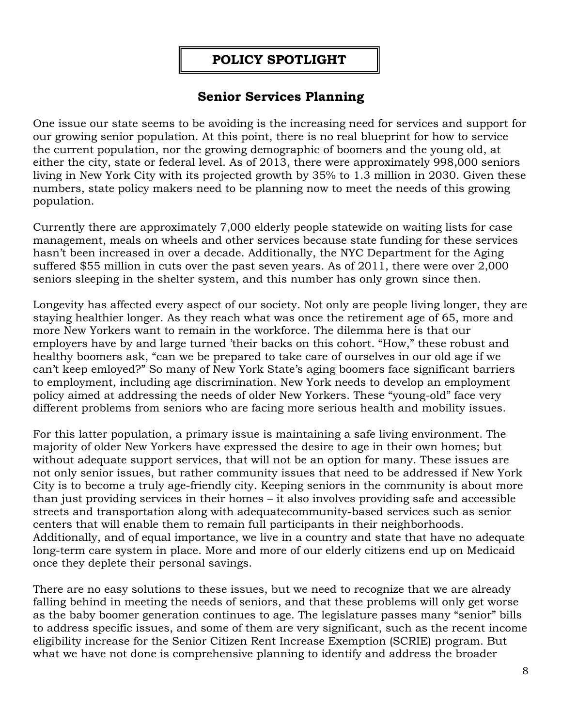**POLICY SPOTLIGHT**

## Senior Services Planning

One issue our state seems to be avoiding is the increasing need for services and support for our growing senior population. At this point, there is no real blueprint for how to service the current population, nor the growing demographic of boomers and the young old, at either the city, state or federal level. As of 2013, there were approximately 998,000 seniors living in New York City with its projected growth by 35% to 1.3 million in 2030. Given these numbers, state policy makers need to be planning now to meet the needs of this growing population.

Currently there are approximately 7,000 elderly people statewide on waiting lists for case management, meals on wheels and other services because state funding for these services hasn't been increased in over a decade. Additionally, the NYC Department for the Aging suffered $55 million in cuts over the past seven years. As of 2011, there were over 2,000 seniors sleeping in the shelter system, and this number has only grown since then.

Longevity has affected every aspect of our society. Not only are people living longer, they are staying healthier longer. As they reach what was once the retirement age of 65, more and more New Yorkers want to remain in the workforce. The dilemma here is that our employers have by and large turned 'their backs on this cohort. "How," these robust and healthy boomers ask, "can we be prepared to take care of ourselves in our old age if we can't keep emloyed?" So many of New York State's aging boomers face significant barriers to employment, including age discrimination. New York needs to develop an employment policy aimed at addressing the needs of older New Yorkers. These "young-old" face very different problems from seniors who are facing more serious health and mobility issues.

For this latter population, a primary issue is maintaining a safe living environment. The majority of older New Yorkers have expressed the desire to age in their own homes; but without adequate support services, that will not be an option for many. These issues are not only senior issues, but rather community issues that need to be addressed if New York City is to become a truly age-friendly city. Keeping seniors in the community is about more than just providing services in their homes – it also involves providing safe and accessible streets and transportation along with adequatecommunity-based services such as senior centers that will enable them to remain full participants in their neighborhoods. Additionally, and of equal importance, we live in a country and state that have no adequate long-term care system in place. More and more of our elderly citizens end up on Medicaid once they deplete their personal savings.

There are no easy solutions to these issues, but we need to recognize that we are already falling behind in meeting the needs of seniors, and that these problems will only get worse as the baby boomer generation continues to age. The legislature passes many "senior" bills to address specific issues, and some of them are very significant, such as the recent income eligibility increase for the Senior Citizen Rent Increase Exemption (SCRIE) program. But what we have not done is comprehensive planning to identify and address the broader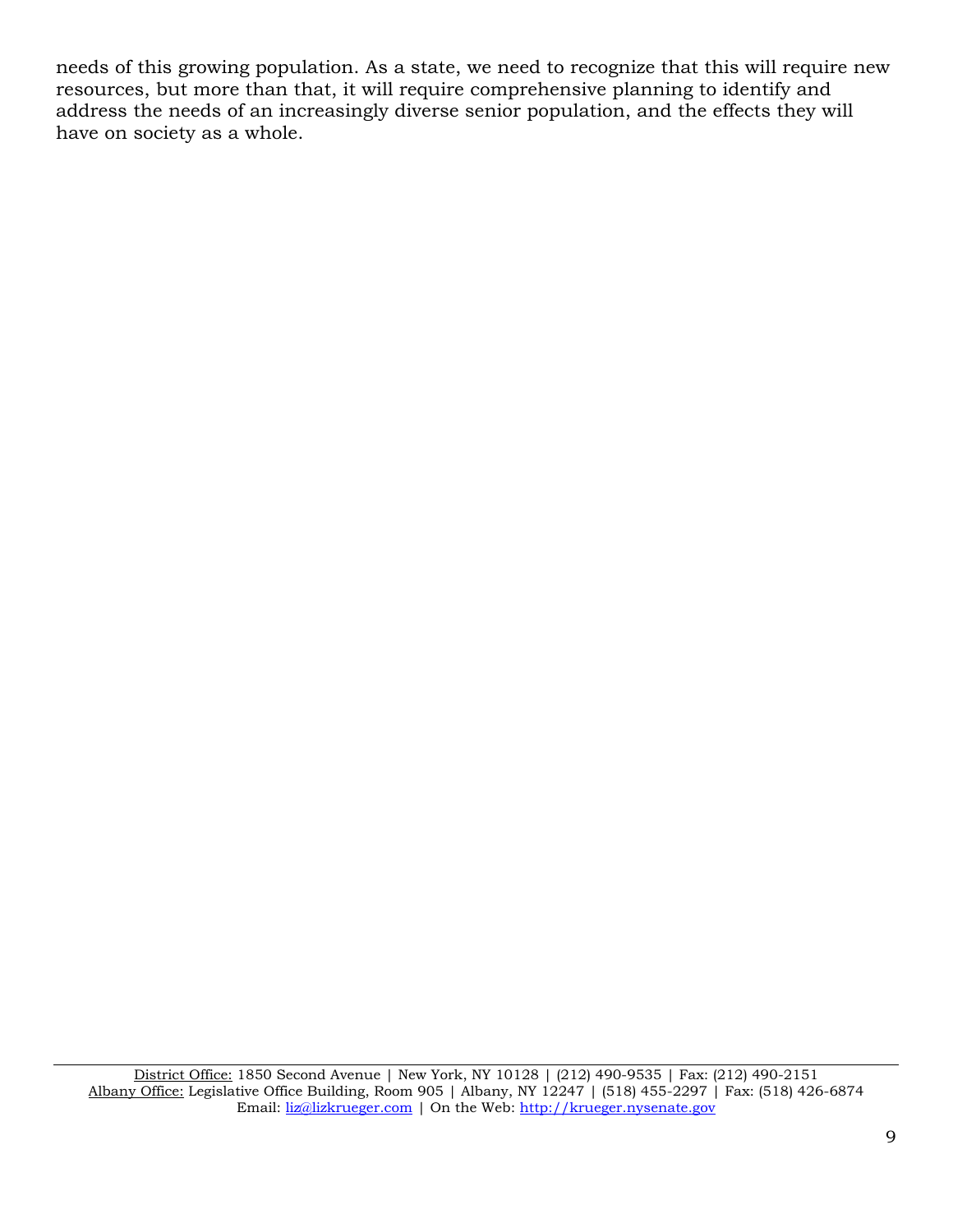needs of this growing population. As a state, we need to recognize that this will require new resources, but more than that, it will require comprehensive planning to identify and address the needs of an increasingly diverse senior population, and the effects they will have on society as a whole.